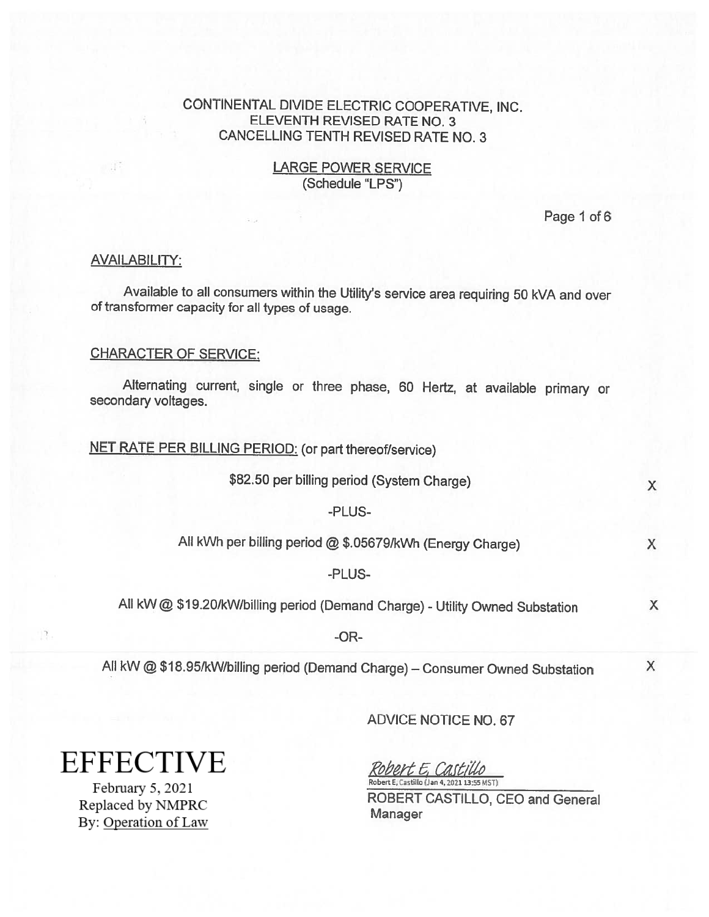CONTINENTAL DIVIDE ELECTRIC COOPERATIVE, INC.
ELEVENTH REVISED RATE NO. 3
CANCELLING TENTH REVISED RATE NO. 3

## LARGE POWER SERVICE
(Schedule "LPS")

### AVAILABILITY:

Available to all consumers within the Utility's service area requiring 50 kVA and over of transformer capacity for all types of usage.

### CHARACTER OF SERVICE:

Alternating current, single or three phase, 60 Hertz, at available primary or secondary voltages.

### NET RATE PER BILLING PERIOD: (or part thereof/service)

$82.50 per billing period (System Charge) X

-PLUS-

All kWh per billing period @ $.05679/kWh (Energy Charge) X

-PLUS-

All kW @ $19.20/kW/billing period (Demand Charge) - Utility Owned Substation X

-OR-

All kW @ $18.95/kW/billing period (Demand Charge) – Consumer Owned Substation X

ADVICE NOTICE NO. 67

**EFFECTIVE**
February 5, 2021
Replaced by NMPRC
By: Operation of Law

*Robert E. Castillo*
Robert E. Castillo (Jan 4, 2021 13:55 MST)
ROBERT CASTILLO, CEO and General Manager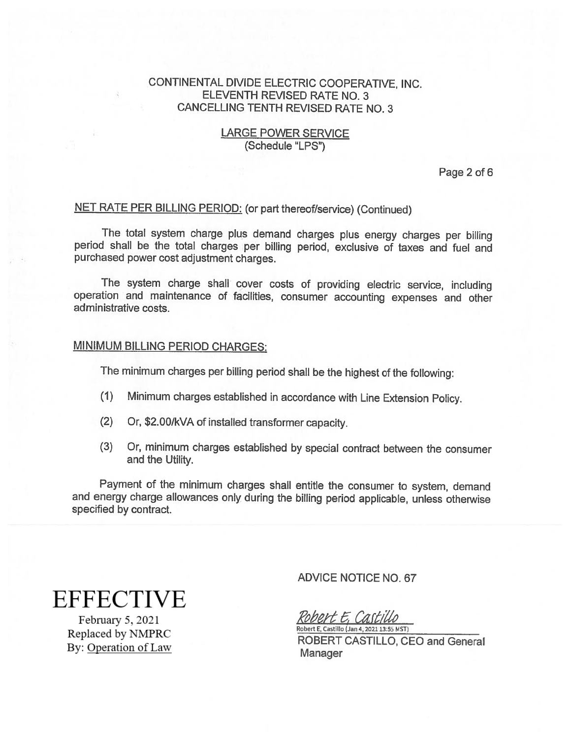CONTINENTAL DIVIDE ELECTRIC COOPERATIVE, INC.
ELEVENTH REVISED RATE NO. 3
CANCELLING TENTH REVISED RATE NO. 3

LARGE POWER SERVICE
(Schedule "LPS")

NET RATE PER BILLING PERIOD: (or part thereof/service) (Continued)

The total system charge plus demand charges plus energy charges per billing period shall be the total charges per billing period, exclusive of taxes and fuel and purchased power cost adjustment charges.

The system charge shall cover costs of providing electric service, including operation and maintenance of facilities, consumer accounting expenses and other administrative costs.

MINIMUM BILLING PERIOD CHARGES:

The minimum charges per billing period shall be the highest of the following:

(1) Minimum charges established in accordance with Line Extension Policy.

(2) Or, $2.00/kVA of installed transformer capacity.

(3) Or, minimum charges established by special contract between the consumer and the Utility.

Payment of the minimum charges shall entitle the consumer to system, demand and energy charge allowances only during the billing period applicable, unless otherwise specified by contract.

**EFFECTIVE**
February 5, 2021
Replaced by NMPRC
By: Operation of Law

ADVICE NOTICE NO. 67

Robert E. Castillo
Robert E. Castillo (Jan 4, 2021 13:55 MST)
ROBERT CASTILLO, CEO and General Manager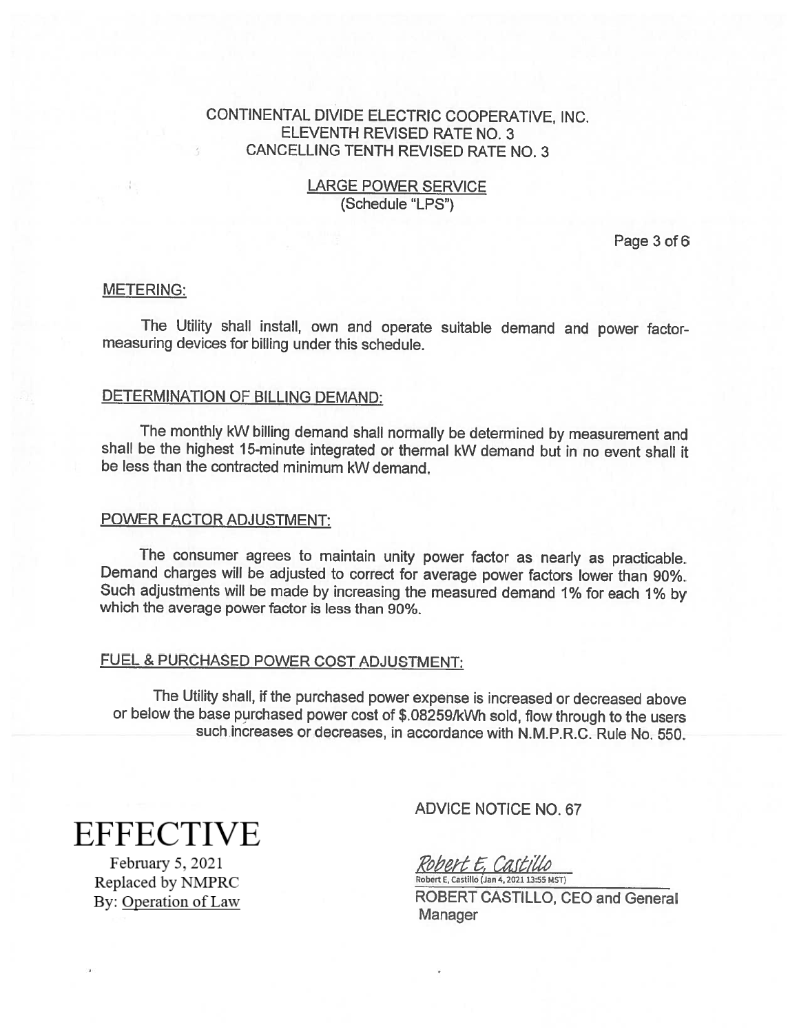CONTINENTAL DIVIDE ELECTRIC COOPERATIVE, INC.
ELEVENTH REVISED RATE NO. 3
CANCELLING TENTH REVISED RATE NO. 3

LARGE POWER SERVICE
(Schedule "LPS")

## METERING:

The Utility shall install, own and operate suitable demand and power factor-measuring devices for billing under this schedule.

## DETERMINATION OF BILLING DEMAND:

The monthly kW billing demand shall normally be determined by measurement and shall be the highest 15-minute integrated or thermal kW demand but in no event shall it be less than the contracted minimum kW demand.

## POWER FACTOR ADJUSTMENT:

The consumer agrees to maintain unity power factor as nearly as practicable. Demand charges will be adjusted to correct for average power factors lower than 90%. Such adjustments will be made by increasing the measured demand 1% for each 1% by which the average power factor is less than 90%.

## FUEL & PURCHASED POWER COST ADJUSTMENT:

The Utility shall, if the purchased power expense is increased or decreased above or below the base purchased power cost of $.08259/kWh sold, flow through to the users such increases or decreases, in accordance with N.M.P.R.C. Rule No. 550.

EFFECTIVE
February 5, 2021
Replaced by NMPRC
By: Operation of Law

ADVICE NOTICE NO. 67

Robert E. Castillo
Robert E. Castillo (Jan 4, 2021 13:55 MST)

ROBERT CASTILLO, CEO and General Manager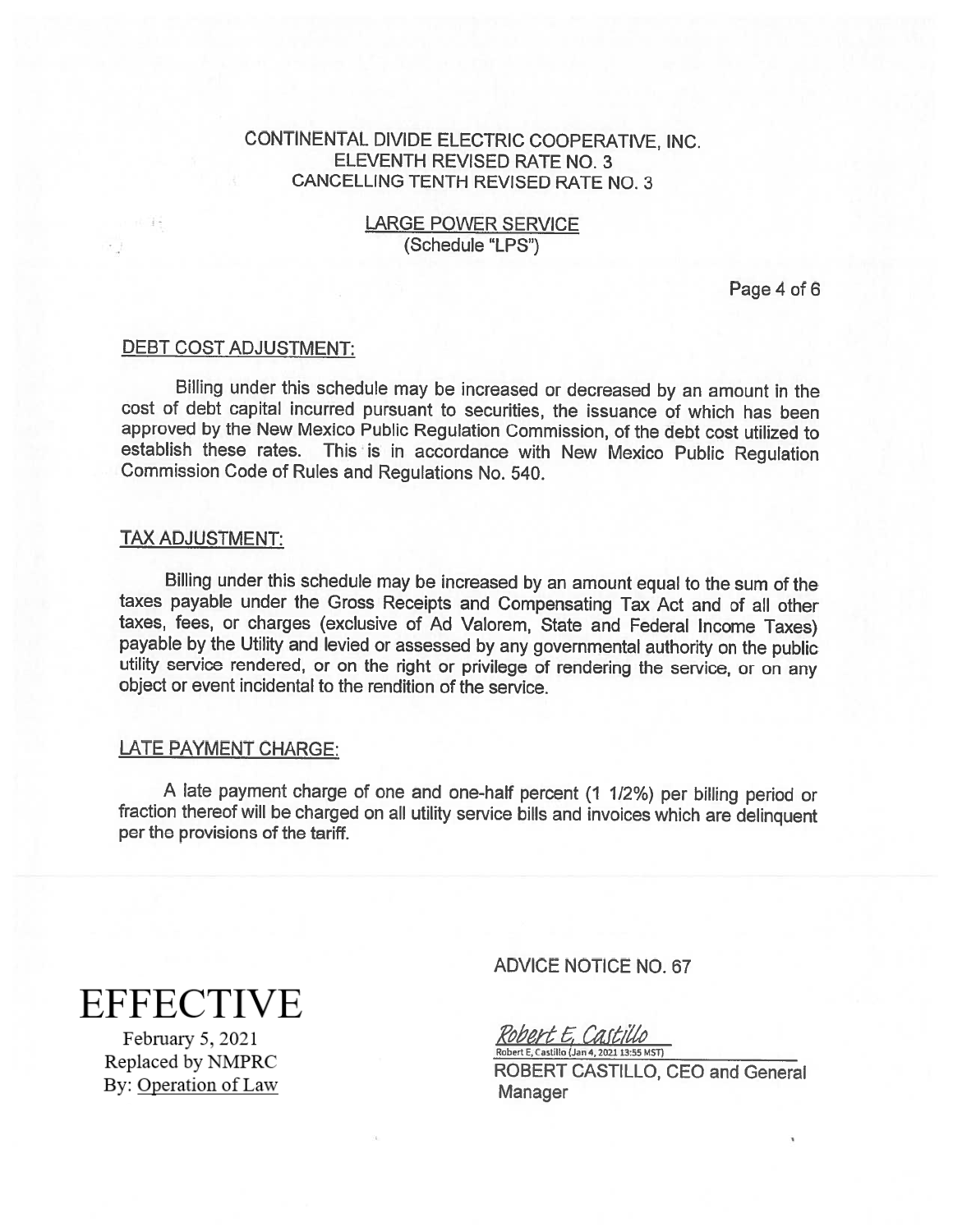CONTINENTAL DIVIDE ELECTRIC COOPERATIVE, INC.
ELEVENTH REVISED RATE NO. 3
CANCELLING TENTH REVISED RATE NO. 3

LARGE POWER SERVICE
(Schedule "LPS")

## DEBT COST ADJUSTMENT:

Billing under this schedule may be increased or decreased by an amount in the cost of debt capital incurred pursuant to securities, the issuance of which has been approved by the New Mexico Public Regulation Commission, of the debt cost utilized to establish these rates. This is in accordance with New Mexico Public Regulation Commission Code of Rules and Regulations No. 540.

## TAX ADJUSTMENT:

Billing under this schedule may be increased by an amount equal to the sum of the taxes payable under the Gross Receipts and Compensating Tax Act and of all other taxes, fees, or charges (exclusive of Ad Valorem, State and Federal Income Taxes) payable by the Utility and levied or assessed by any governmental authority on the public utility service rendered, or on the right or privilege of rendering the service, or on any object or event incidental to the rendition of the service.

## LATE PAYMENT CHARGE:

A late payment charge of one and one-half percent (1 1/2%) per billing period or fraction thereof will be charged on all utility service bills and invoices which are delinquent per the provisions of the tariff.

ADVICE NOTICE NO. 67

EFFECTIVE
February 5, 2021
Replaced by NMPRC
By: Operation of Law

Robert E. Castillo
Robert E. Castillo (Jan 4, 2021 13:55 MST)
ROBERT CASTILLO, CEO and General Manager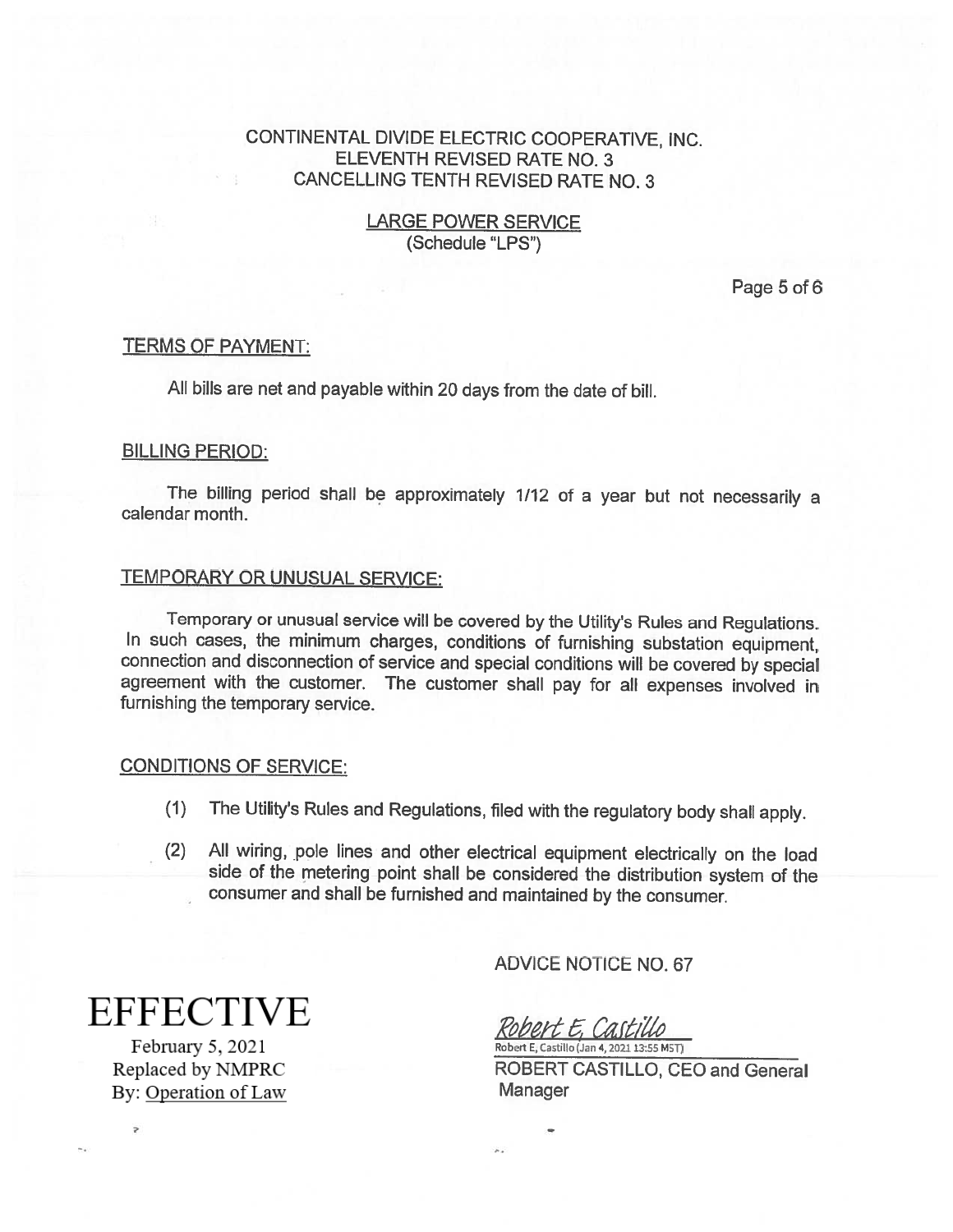CONTINENTAL DIVIDE ELECTRIC COOPERATIVE, INC.
ELEVENTH REVISED RATE NO. 3
CANCELLING TENTH REVISED RATE NO. 3

LARGE POWER SERVICE
(Schedule "LPS")

## TERMS OF PAYMENT:

All bills are net and payable within 20 days from the date of bill.

## BILLING PERIOD:

The billing period shall be approximately 1/12 of a year but not necessarily a calendar month.

## TEMPORARY OR UNUSUAL SERVICE:

Temporary or unusual service will be covered by the Utility's Rules and Regulations. In such cases, the minimum charges, conditions of furnishing substation equipment, connection and disconnection of service and special conditions will be covered by special agreement with the customer. The customer shall pay for all expenses involved in furnishing the temporary service.

## CONDITIONS OF SERVICE:

(1) The Utility's Rules and Regulations, filed with the regulatory body shall apply.

(2) All wiring, pole lines and other electrical equipment electrically on the load side of the metering point shall be considered the distribution system of the consumer and shall be furnished and maintained by the consumer.

ADVICE NOTICE NO. 67

*Robert E. Castillo*
Robert E. Castillo (Jan 4, 2021 13:55 MST)

ROBERT CASTILLO, CEO and General Manager

**EFFECTIVE**
February 5, 2021
Replaced by NMPRC
By: Operation of Law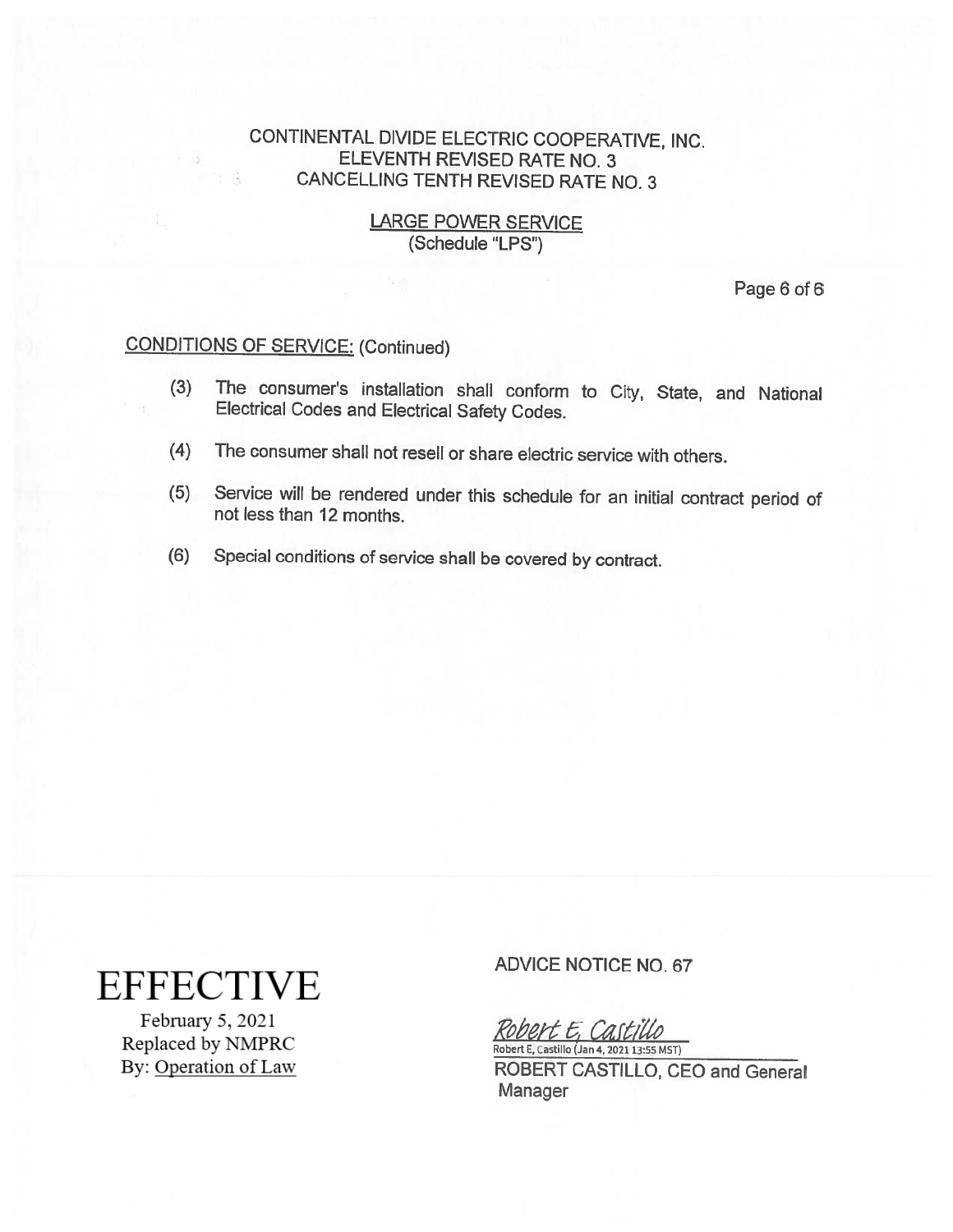CONTINENTAL DIVIDE ELECTRIC COOPERATIVE, INC.
ELEVENTH REVISED RATE NO. 3
CANCELLING TENTH REVISED RATE NO. 3

LARGE POWER SERVICE
(Schedule "LPS")

CONDITIONS OF SERVICE: (Continued)

(3) The consumer's installation shall conform to City, State, and National Electrical Codes and Electrical Safety Codes.

(4) The consumer shall not resell or share electric service with others.

(5) Service will be rendered under this schedule for an initial contract period of not less than 12 months.

(6) Special conditions of service shall be covered by contract.

**EFFECTIVE**
February 5, 2021
Replaced by NMPRC
By: Operation of Law

ADVICE NOTICE NO. 67

Robert E. Castillo
Robert E. Castillo (Jan 4, 2021 13:55 MST)

ROBERT CASTILLO, CEO and General Manager